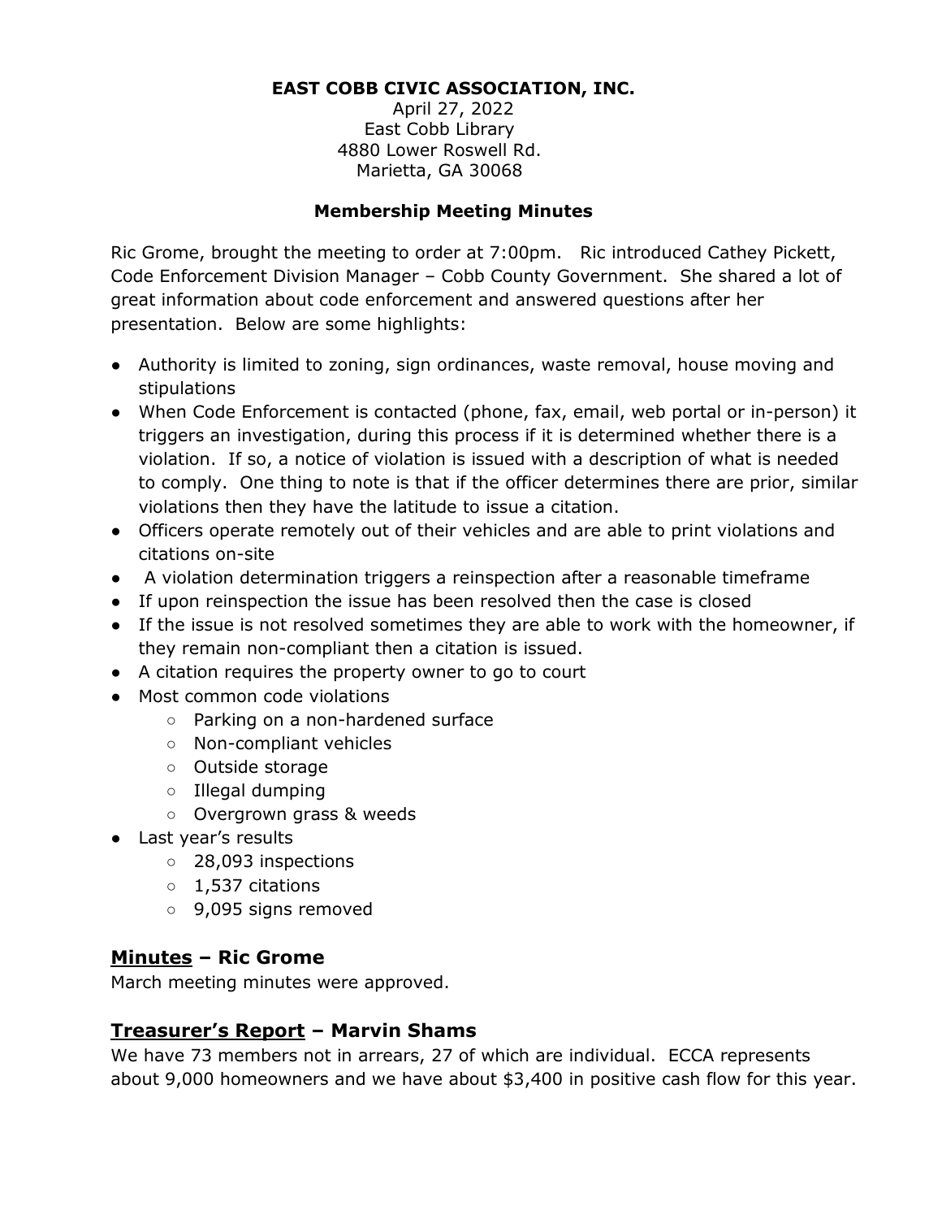**EAST COBB CIVIC ASSOCIATION, INC.**

April 27, 2022
East Cobb Library
4880 Lower Roswell Rd.
Marietta, GA 30068

**Membership Meeting Minutes**

Ric Grome, brought the meeting to order at 7:00pm. Ric introduced Cathey Pickett, Code Enforcement Division Manager – Cobb County Government. She shared a lot of great information about code enforcement and answered questions after her presentation. Below are some highlights:

- Authority is limited to zoning, sign ordinances, waste removal, house moving and stipulations
- When Code Enforcement is contacted (phone, fax, email, web portal or in-person) it triggers an investigation, during this process if it is determined whether there is a violation. If so, a notice of violation is issued with a description of what is needed to comply. One thing to note is that if the officer determines there are prior, similar violations then they have the latitude to issue a citation.
- Officers operate remotely out of their vehicles and are able to print violations and citations on-site
- A violation determination triggers a reinspection after a reasonable timeframe
- If upon reinspection the issue has been resolved then the case is closed
- If the issue is not resolved sometimes they are able to work with the homeowner, if they remain non-compliant then a citation is issued.
- A citation requires the property owner to go to court
- Most common code violations
  - Parking on a non-hardened surface
  - Non-compliant vehicles
  - Outside storage
  - Illegal dumping
  - Overgrown grass & weeds
- Last year's results
  - 28,093 inspections
  - 1,537 citations
  - 9,095 signs removed

## <u>Minutes</u> – Ric Grome

March meeting minutes were approved.

## <u>Treasurer's Report</u> – Marvin Shams

We have 73 members not in arrears, 27 of which are individual. ECCA represents about 9,000 homeowners and we have about $3,400 in positive cash flow for this year.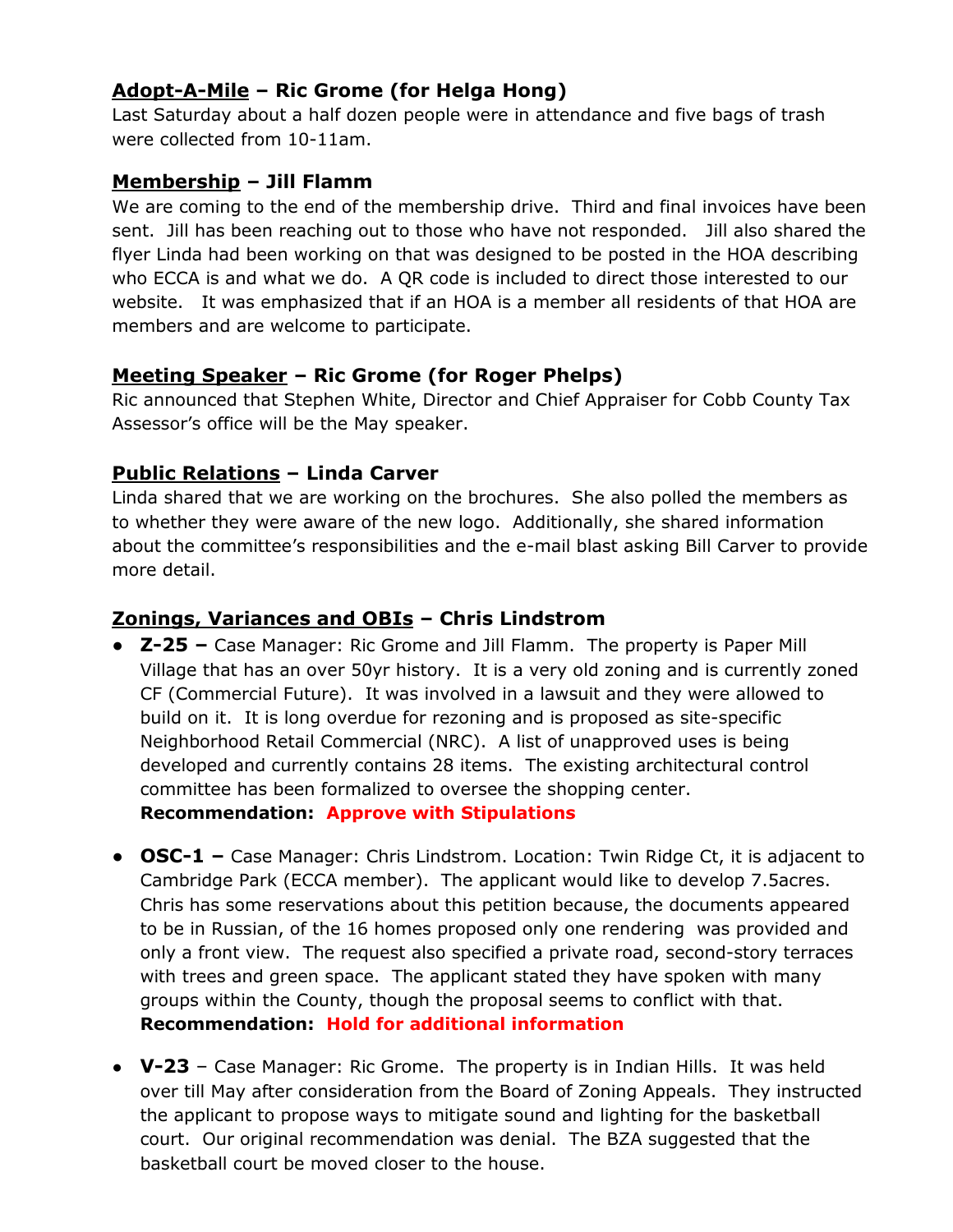## <u>Adopt-A-Mile</u> – Ric Grome (for Helga Hong)

Last Saturday about a half dozen people were in attendance and five bags of trash were collected from 10-11am.

## <u>Membership</u> – Jill Flamm

We are coming to the end of the membership drive. Third and final invoices have been sent. Jill has been reaching out to those who have not responded. Jill also shared the flyer Linda had been working on that was designed to be posted in the HOA describing who ECCA is and what we do. A QR code is included to direct those interested to our website. It was emphasized that if an HOA is a member all residents of that HOA are members and are welcome to participate.

## <u>Meeting Speaker</u> – Ric Grome (for Roger Phelps)

Ric announced that Stephen White, Director and Chief Appraiser for Cobb County Tax Assessor's office will be the May speaker.

## <u>Public Relations</u> – Linda Carver

Linda shared that we are working on the brochures. She also polled the members as to whether they were aware of the new logo. Additionally, she shared information about the committee's responsibilities and the e-mail blast asking Bill Carver to provide more detail.

## <u>Zonings, Variances and OBIs</u> – Chris Lindstrom

- **Z-25 –** Case Manager: Ric Grome and Jill Flamm. The property is Paper Mill Village that has an over 50yr history. It is a very old zoning and is currently zoned CF (Commercial Future). It was involved in a lawsuit and they were allowed to build on it. It is long overdue for rezoning and is proposed as site-specific Neighborhood Retail Commercial (NRC). A list of unapproved uses is being developed and currently contains 28 items. The existing architectural control committee has been formalized to oversee the shopping center.
  **Recommendation: Approve with Stipulations**

- **OSC-1 –** Case Manager: Chris Lindstrom. Location: Twin Ridge Ct, it is adjacent to Cambridge Park (ECCA member). The applicant would like to develop 7.5acres. Chris has some reservations about this petition because, the documents appeared to be in Russian, of the 16 homes proposed only one rendering was provided and only a front view. The request also specified a private road, second-story terraces with trees and green space. The applicant stated they have spoken with many groups within the County, though the proposal seems to conflict with that.
  **Recommendation: Hold for additional information**

- **V-23** – Case Manager: Ric Grome. The property is in Indian Hills. It was held over till May after consideration from the Board of Zoning Appeals. They instructed the applicant to propose ways to mitigate sound and lighting for the basketball court. Our original recommendation was denial. The BZA suggested that the basketball court be moved closer to the house.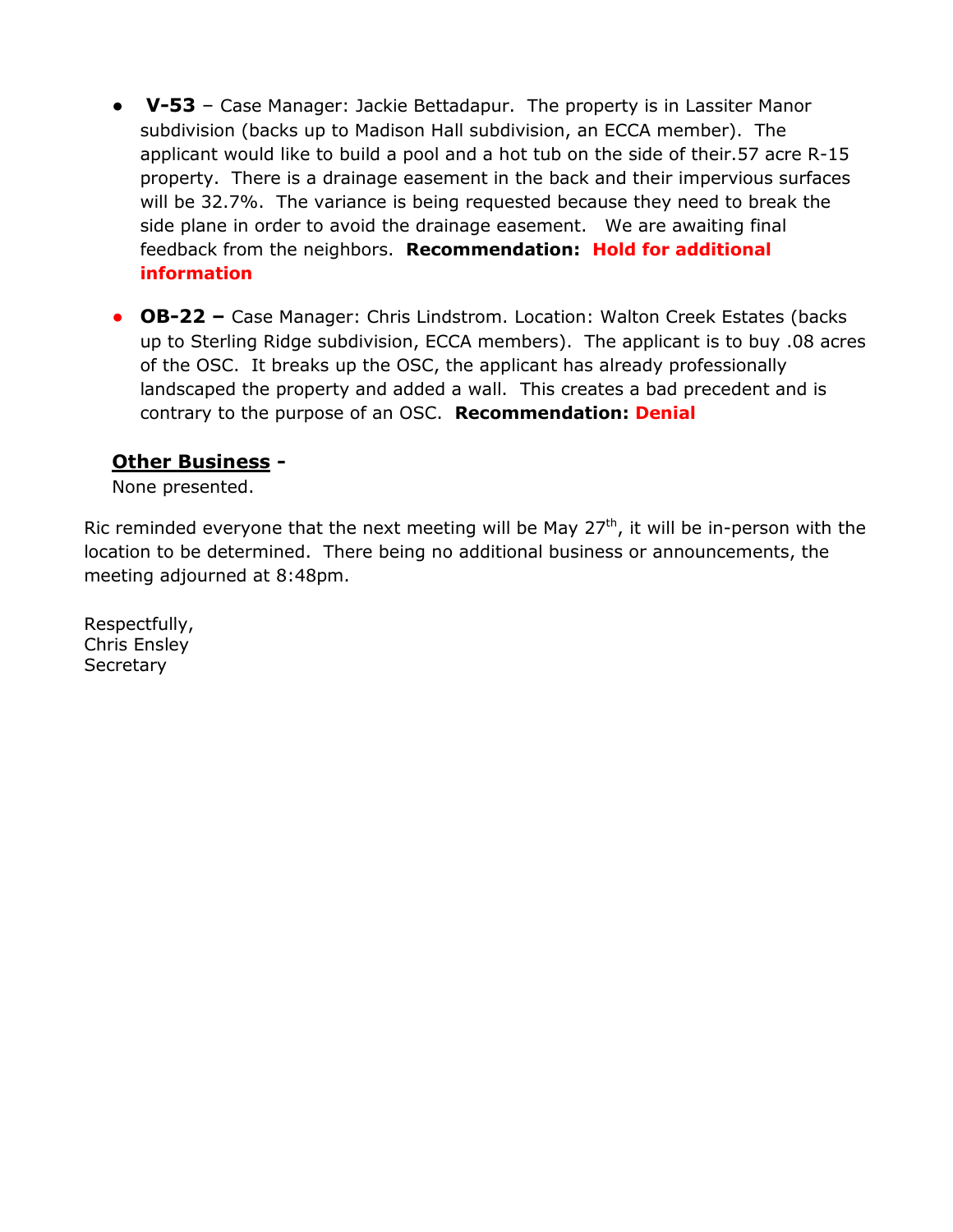- **V-53** – Case Manager: Jackie Bettadapur. The property is in Lassiter Manor subdivision (backs up to Madison Hall subdivision, an ECCA member). The applicant would like to build a pool and a hot tub on the side of their.57 acre R-15 property. There is a drainage easement in the back and their impervious surfaces will be 32.7%. The variance is being requested because they need to break the side plane in order to avoid the drainage easement. We are awaiting final feedback from the neighbors. **Recommendation: Hold for additional information**

- **OB-22 –** Case Manager: Chris Lindstrom. Location: Walton Creek Estates (backs up to Sterling Ridge subdivision, ECCA members). The applicant is to buy .08 acres of the OSC. It breaks up the OSC, the applicant has already professionally landscaped the property and added a wall. This creates a bad precedent and is contrary to the purpose of an OSC. **Recommendation: Denial**

**Other Business -**

None presented.

Ric reminded everyone that the next meeting will be May 27th, it will be in-person with the location to be determined. There being no additional business or announcements, the meeting adjourned at 8:48pm.

Respectfully,
Chris Ensley
Secretary